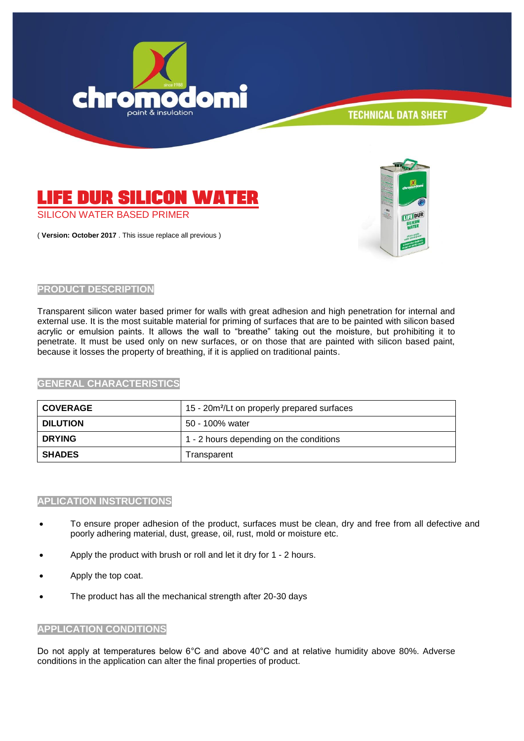TECHNICAL DATA SHEET

# LIFE DUR SILICON WATER

SILICON WATER BASED PRIMER

( **Version: October 2017** . This issue replace all previous )

## PRODUCT DESCRIPTION

Transparent silicon water based primer for walls with great adhesion and high penetration for internal and external use. It is the most suitable material for priming of surfaces that are to be painted with silicon based acrylic or emulsion paints. It allows the wall to "breathe" taking out the moisture, but prohibiting it to penetrate. It must be used only on new surfaces, or on those that are painted with silicon based paint, because it losses the property of breathing, if it is applied on traditional paints.

## GENERAL CHARACTERISTICS

| | |
|---|---|
| **COVERAGE** | 15 - 20m²/Lt on properly prepared surfaces |
| **DILUTION** | 50 - 100% water |
| **DRYING** | 1 - 2 hours depending on the conditions |
| **SHADES** | Transparent |

## APLICATION INSTRUCTIONS

- To ensure proper adhesion of the product, surfaces must be clean, dry and free from all defective and poorly adhering material, dust, grease, oil, rust, mold or moisture etc.
- Apply the product with brush or roll and let it dry for 1 - 2 hours.
- Apply the top coat.
- The product has all the mechanical strength after 20-30 days

## APPLICATION CONDITIONS

Do not apply at temperatures below 6°C and above 40°C and at relative humidity above 80%. Adverse conditions in the application can alter the final properties of product.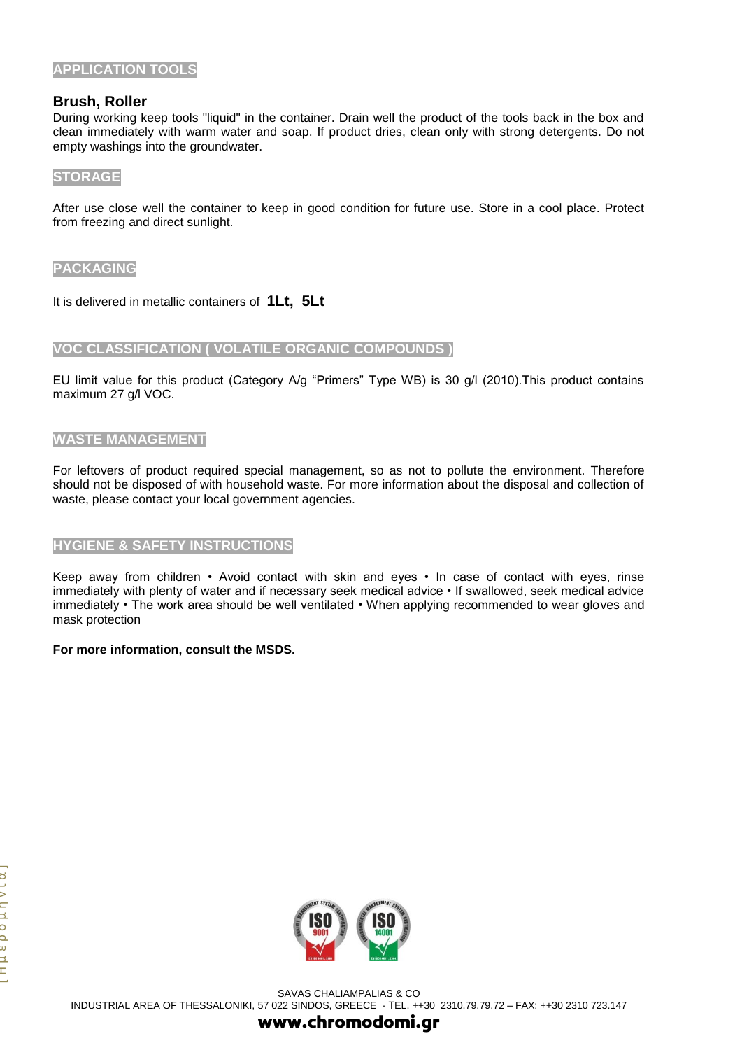## APPLICATION TOOLS

### Brush, Roller

During working keep tools "liquid" in the container. Drain well the product of the tools back in the box and clean immediately with warm water and soap. If product dries, clean only with strong detergents. Do not empty washings into the groundwater.

## STORAGE

After use close well the container to keep in good condition for future use. Store in a cool place. Protect from freezing and direct sunlight.

## PACKAGING

It is delivered in metallic containers of **1Lt, 5Lt**

## VOC CLASSIFICATION ( VOLATILE ORGANIC COMPOUNDS )

EU limit value for this product (Category A/g “Primers” Type WB) is 30 g/l (2010).This product contains maximum 27 g/l VOC.

## WASTE MANAGEMENT

For leftovers of product required special management, so as not to pollute the environment. Therefore should not be disposed of with household waste. For more information about the disposal and collection of waste, please contact your local government agencies.

## HYGIENE & SAFETY INSTRUCTIONS

Keep away from children • Avoid contact with skin and eyes • In case of contact with eyes, rinse immediately with plenty of water and if necessary seek medical advice • If swallowed, seek medical advice immediately • The work area should be well ventilated • When applying recommended to wear gloves and mask protection

**For more information, consult the MSDS.**

SAVAS CHALIAMPALIAS & CO
INDUSTRIAL AREA OF THESSALONIKI, 57 022 SINDOS, GREECE - TEL. ++30 2310.79.79.72 – FAX: ++30 2310 723.147

**www.chromodomi.gr**